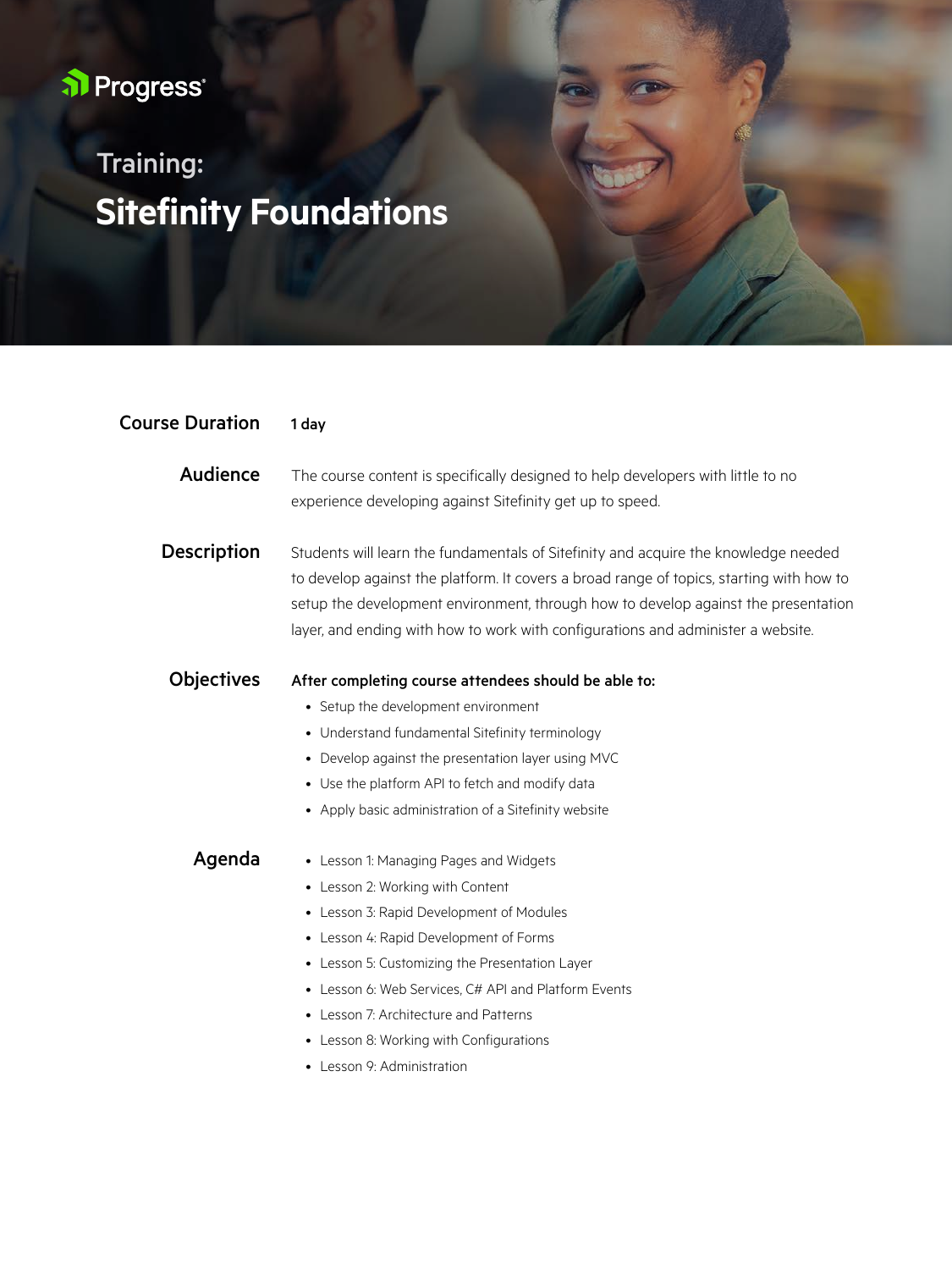Progress

# Training: Sitefinity Foundations

## Course Duration

**1 day**

## Audience

The course content is specifically designed to help developers with little to no experience developing against Sitefinity get up to speed.

## Description

Students will learn the fundamentals of Sitefinity and acquire the knowledge needed to develop against the platform. It covers a broad range of topics, starting with how to setup the development environment, through how to develop against the presentation layer, and ending with how to work with configurations and administer a website.

## Objectives

**After completing course attendees should be able to:**

- Setup the development environment
- Understand fundamental Sitefinity terminology
- Develop against the presentation layer using MVC
- Use the platform API to fetch and modify data
- Apply basic administration of a Sitefinity website

## Agenda

- Lesson 1: Managing Pages and Widgets
- Lesson 2: Working with Content
- Lesson 3: Rapid Development of Modules
- Lesson 4: Rapid Development of Forms
- Lesson 5: Customizing the Presentation Layer
- Lesson 6: Web Services, C# API and Platform Events
- Lesson 7: Architecture and Patterns
- Lesson 8: Working with Configurations
- Lesson 9: Administration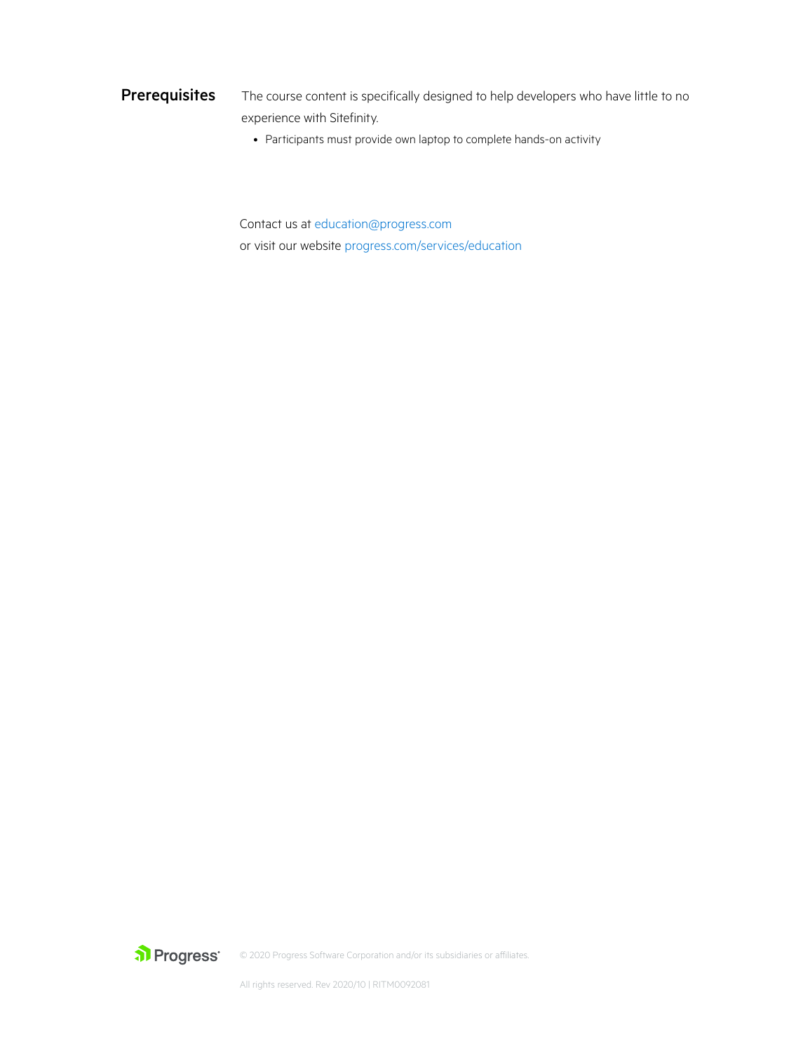## Prerequisites

The course content is specifically designed to help developers who have little to no experience with Sitefinity.

- Participants must provide own laptop to complete hands-on activity

Contact us at education@progress.com
or visit our website progress.com/services/education

© 2020 Progress Software Corporation and/or its subsidiaries or affiliates.

All rights reserved. Rev 2020/10 | RITM0092081